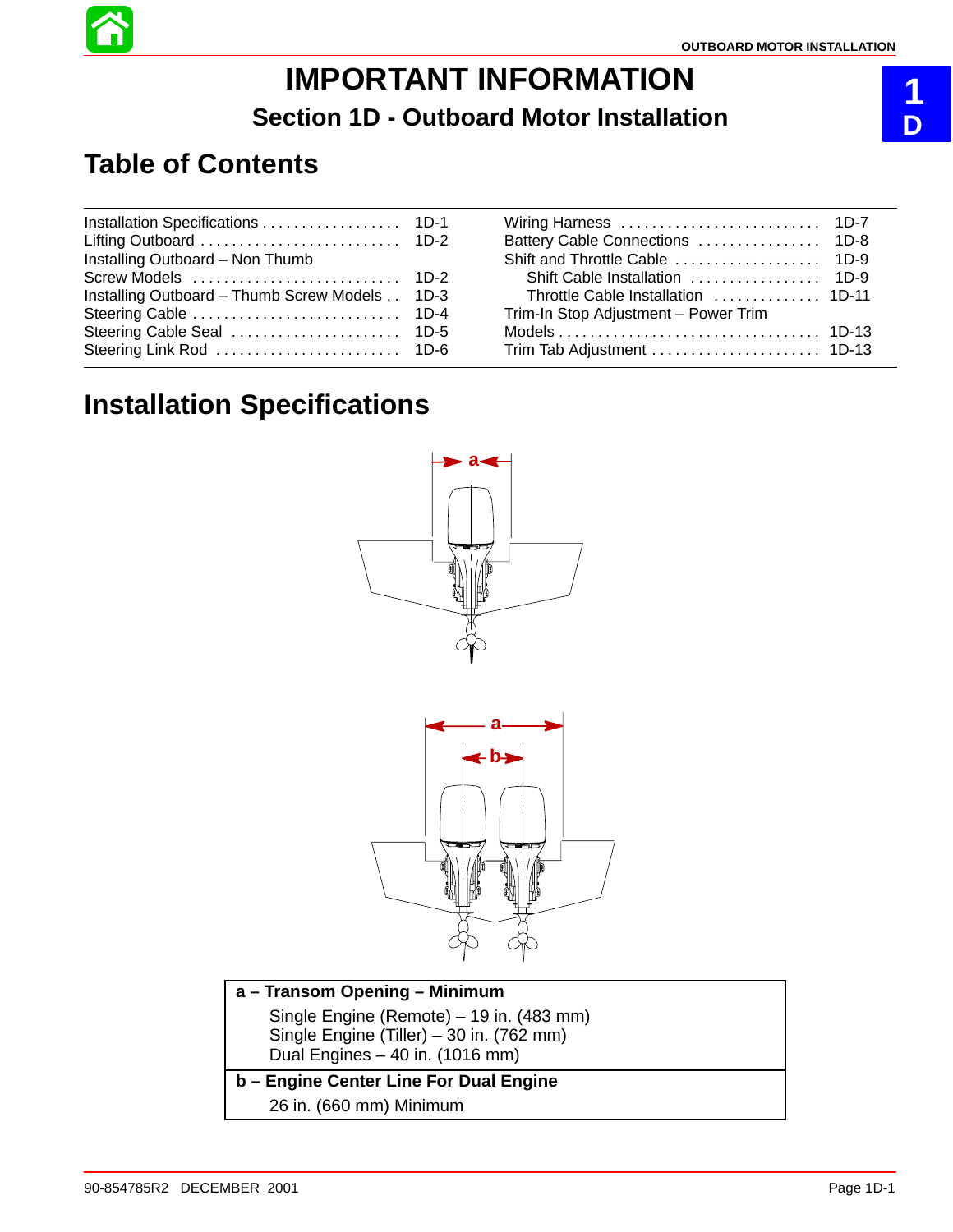# IMPORTANT INFORMATION

## Section 1D - Outboard Motor Installation

## Table of Contents

| | |
|---|---|
| Installation Specifications | 1D-1 |
| Lifting Outboard | 1D-2 |
| Installing Outboard – Non Thumb Screw Models | 1D-2 |
| Installing Outboard – Thumb Screw Models | 1D-3 |
| Steering Cable | 1D-4 |
| Steering Cable Seal | 1D-5 |
| Steering Link Rod | 1D-6 |
| Wiring Harness | 1D-7 |
| Battery Cable Connections | 1D-8 |
| Shift and Throttle Cable | 1D-9 |
| Shift Cable Installation | 1D-9 |
| Throttle Cable Installation | 1D-11 |
| Trim-In Stop Adjustment – Power Trim Models | 1D-13 |
| Trim Tab Adjustment | 1D-13 |

## Installation Specifications

| **a – Transom Opening – Minimum** |
|---|
| Single Engine (Remote) – 19 in. (483 mm)<br>Single Engine (Tiller) – 30 in. (762 mm)<br>Dual Engines – 40 in. (1016 mm) |
| **b – Engine Center Line For Dual Engine** |
| 26 in. (660 mm) Minimum |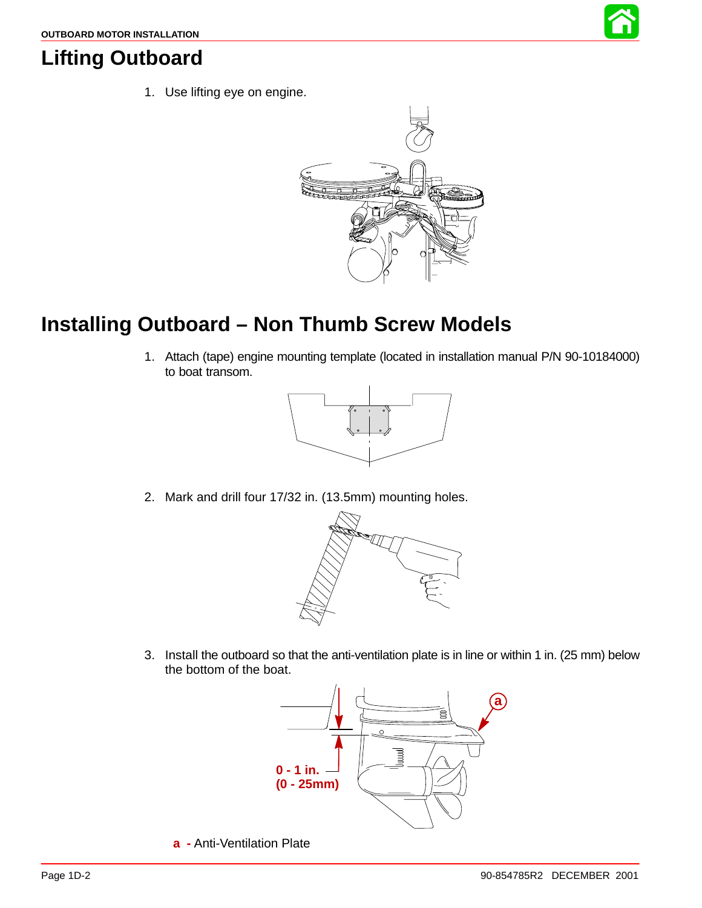# Lifting Outboard

1. Use lifting eye on engine.

# Installing Outboard – Non Thumb Screw Models

1. Attach (tape) engine mounting template (located in installation manual P/N 90-10184000) to boat transom.

2. Mark and drill four 17/32 in. (13.5mm) mounting holes.

3. Install the outboard so that the anti-ventilation plate is in line or within 1 in. (25 mm) below the bottom of the boat.

**0 - 1 in.**
**(0 - 25mm)**

**a** - Anti-Ventilation Plate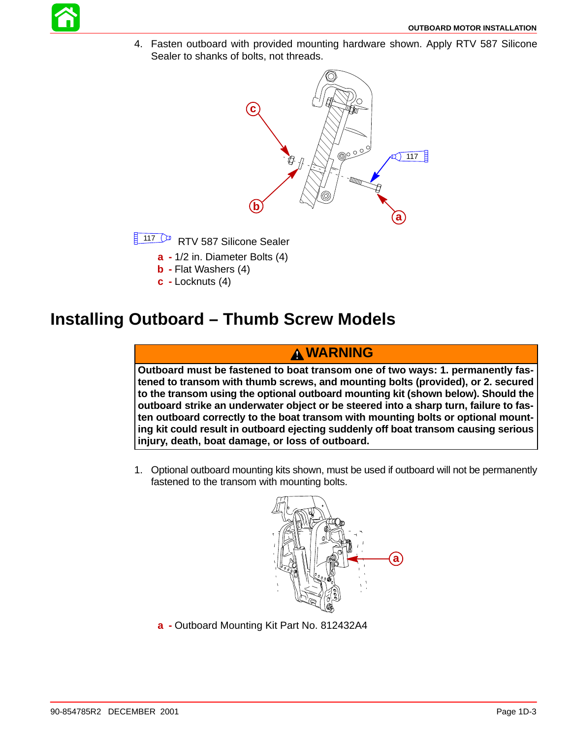4. Fasten outboard with provided mounting hardware shown. Apply RTV 587 Silicone Sealer to shanks of bolts, not threads.

117 RTV 587 Silicone Sealer

**a** - 1/2 in. Diameter Bolts (4)
**b** - Flat Washers (4)
**c** - Locknuts (4)

# Installing Outboard – Thumb Screw Models

**WARNING**

**Outboard must be fastened to boat transom one of two ways: 1. permanently fastened to transom with thumb screws, and mounting bolts (provided), or 2. secured to the transom using the optional outboard mounting kit (shown below). Should the outboard strike an underwater object or be steered into a sharp turn, failure to fasten outboard correctly to the boat transom with mounting bolts or optional mounting kit could result in outboard ejecting suddenly off boat transom causing serious injury, death, boat damage, or loss of outboard.**

1. Optional outboard mounting kits shown, must be used if outboard will not be permanently fastened to the transom with mounting bolts.

**a** - Outboard Mounting Kit Part No. 812432A4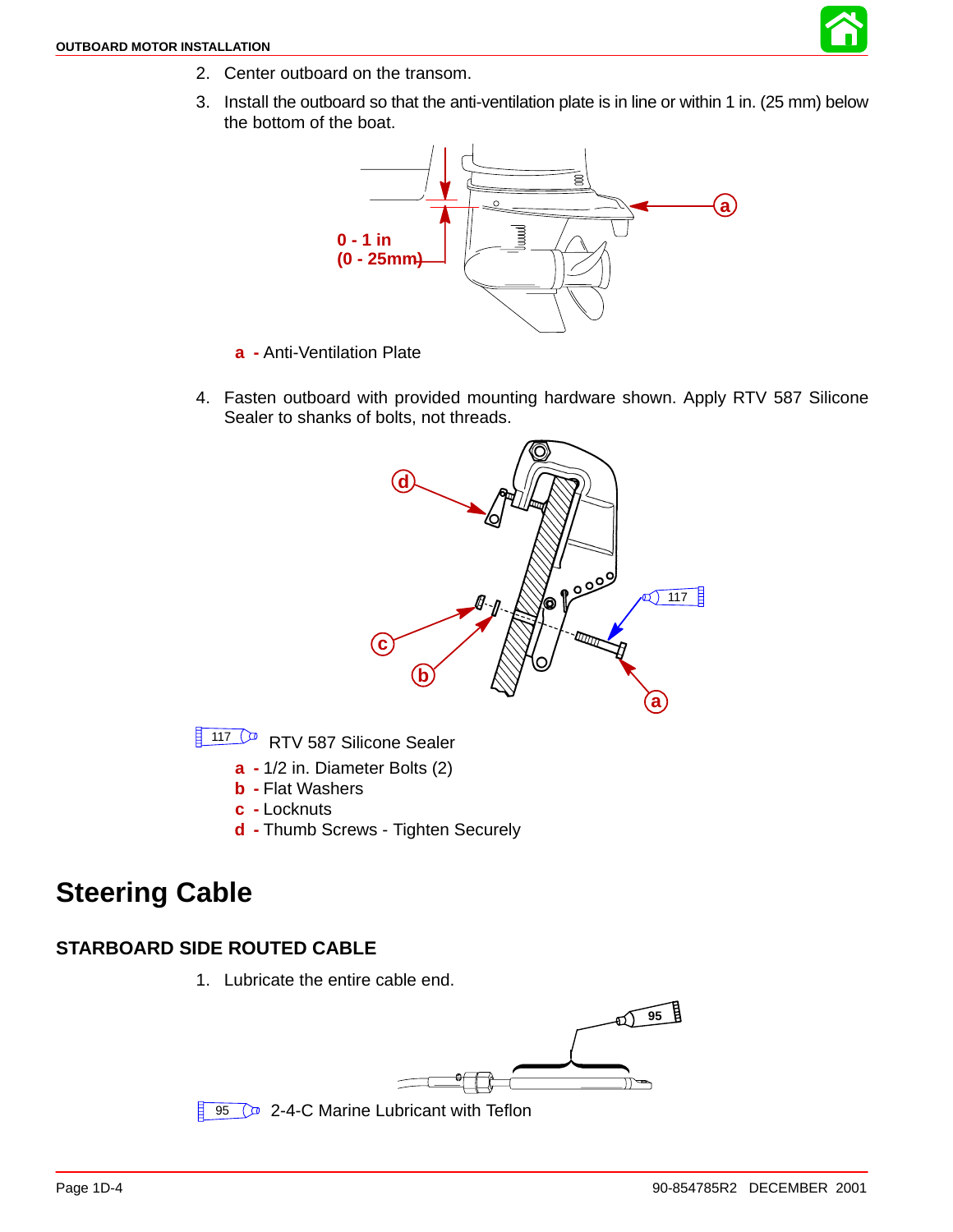2. Center outboard on the transom.
3. Install the outboard so that the anti-ventilation plate is in line or within 1 in. (25 mm) below the bottom of the boat.

0 - 1 in
(0 - 25mm)

**a** - Anti-Ventilation Plate

4. Fasten outboard with provided mounting hardware shown. Apply RTV 587 Silicone Sealer to shanks of bolts, not threads.

117 RTV 587 Silicone Sealer

**a** - 1/2 in. Diameter Bolts (2)
**b** - Flat Washers
**c** - Locknuts
**d** - Thumb Screws - Tighten Securely

# Steering Cable

## STARBOARD SIDE ROUTED CABLE

1. Lubricate the entire cable end.

95 2-4-C Marine Lubricant with Teflon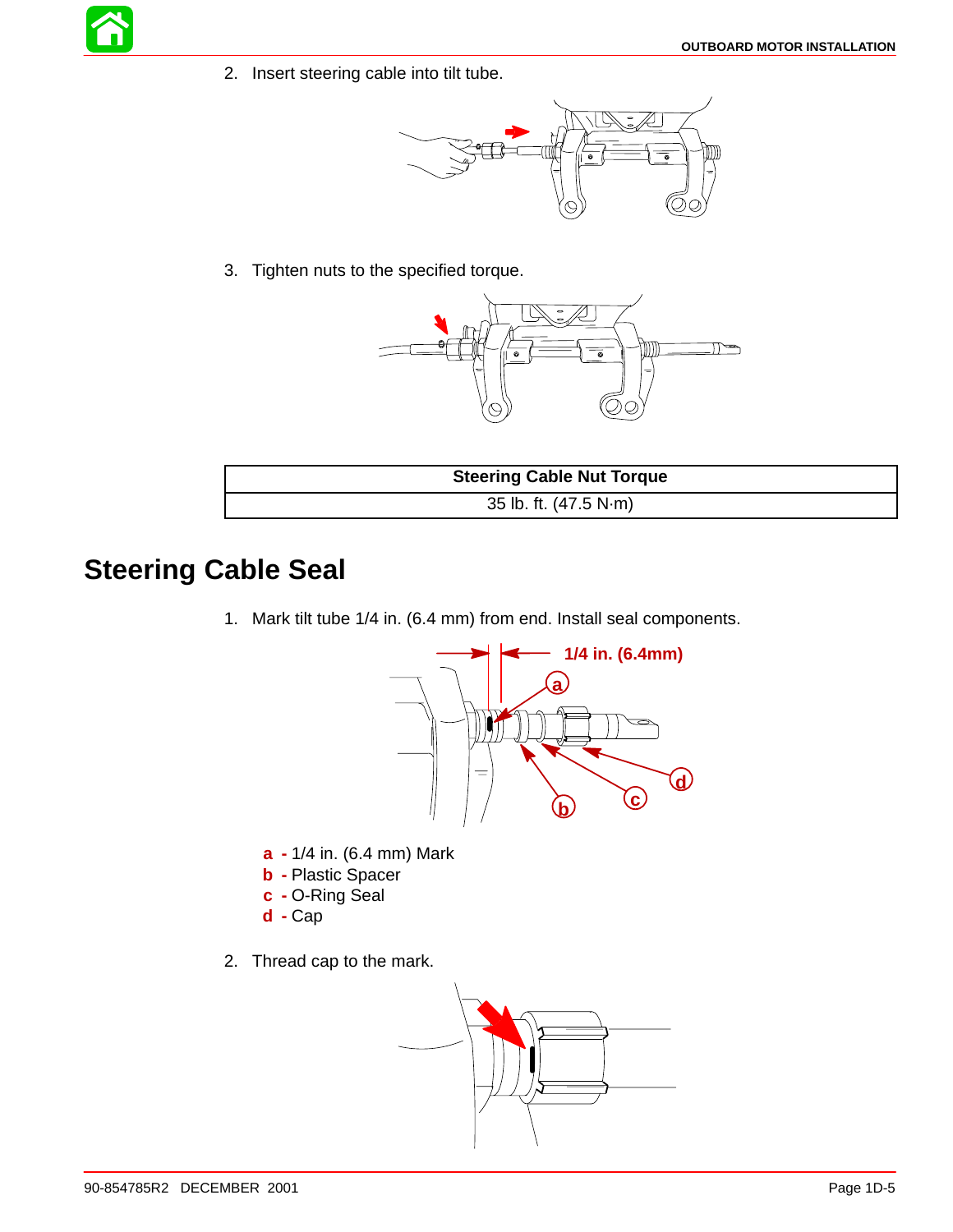2. Insert steering cable into tilt tube.

3. Tighten nuts to the specified torque.

| Steering Cable Nut Torque |
|---|
| 35 lb. ft. (47.5 N·m) |

## Steering Cable Seal

1. Mark tilt tube 1/4 in. (6.4 mm) from end. Install seal components.

**a** - 1/4 in. (6.4 mm) Mark
**b** - Plastic Spacer
**c** - O-Ring Seal
**d** - Cap

2. Thread cap to the mark.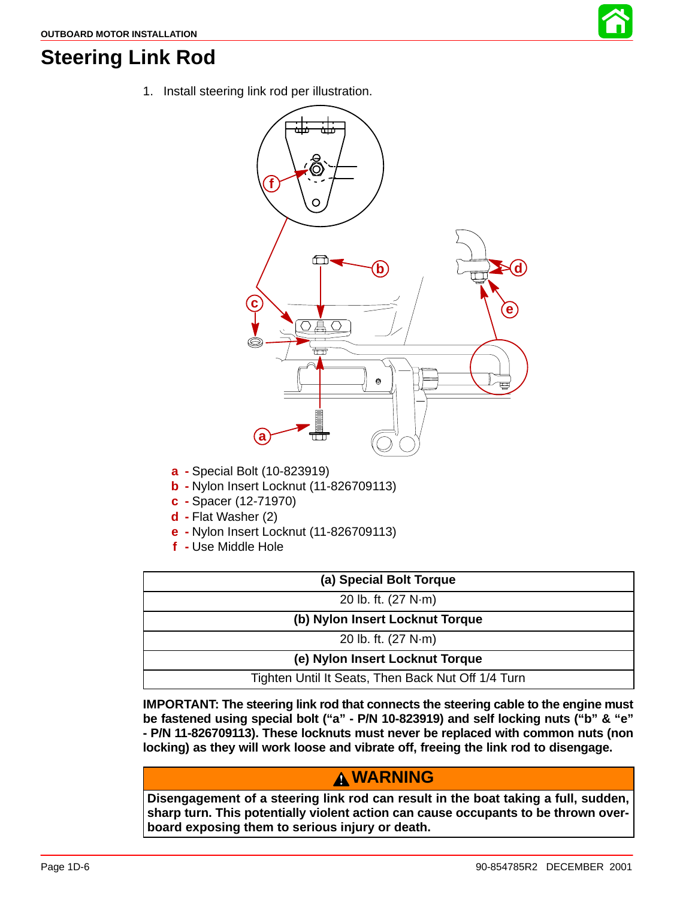# Steering Link Rod

1. Install steering link rod per illustration.

**a** - Special Bolt (10-823919)
**b** - Nylon Insert Locknut (11-826709113)
**c** - Spacer (12-71970)
**d** - Flat Washer (2)
**e** - Nylon Insert Locknut (11-826709113)
**f** - Use Middle Hole

| (a) Special Bolt Torque |
|---|
| 20 lb. ft. (27 N·m) |
| **(b) Nylon Insert Locknut Torque** |
| 20 lb. ft. (27 N·m) |
| **(e) Nylon Insert Locknut Torque** |
| Tighten Until It Seats, Then Back Nut Off 1/4 Turn |

**IMPORTANT: The steering link rod that connects the steering cable to the engine must be fastened using special bolt ("a" - P/N 10-823919) and self locking nuts ("b" & "e" - P/N 11-826709113). These locknuts must never be replaced with common nuts (non locking) as they will work loose and vibrate off, freeing the link rod to disengage.**

**⚠ WARNING**

**Disengagement of a steering link rod can result in the boat taking a full, sudden, sharp turn. This potentially violent action can cause occupants to be thrown overboard exposing them to serious injury or death.**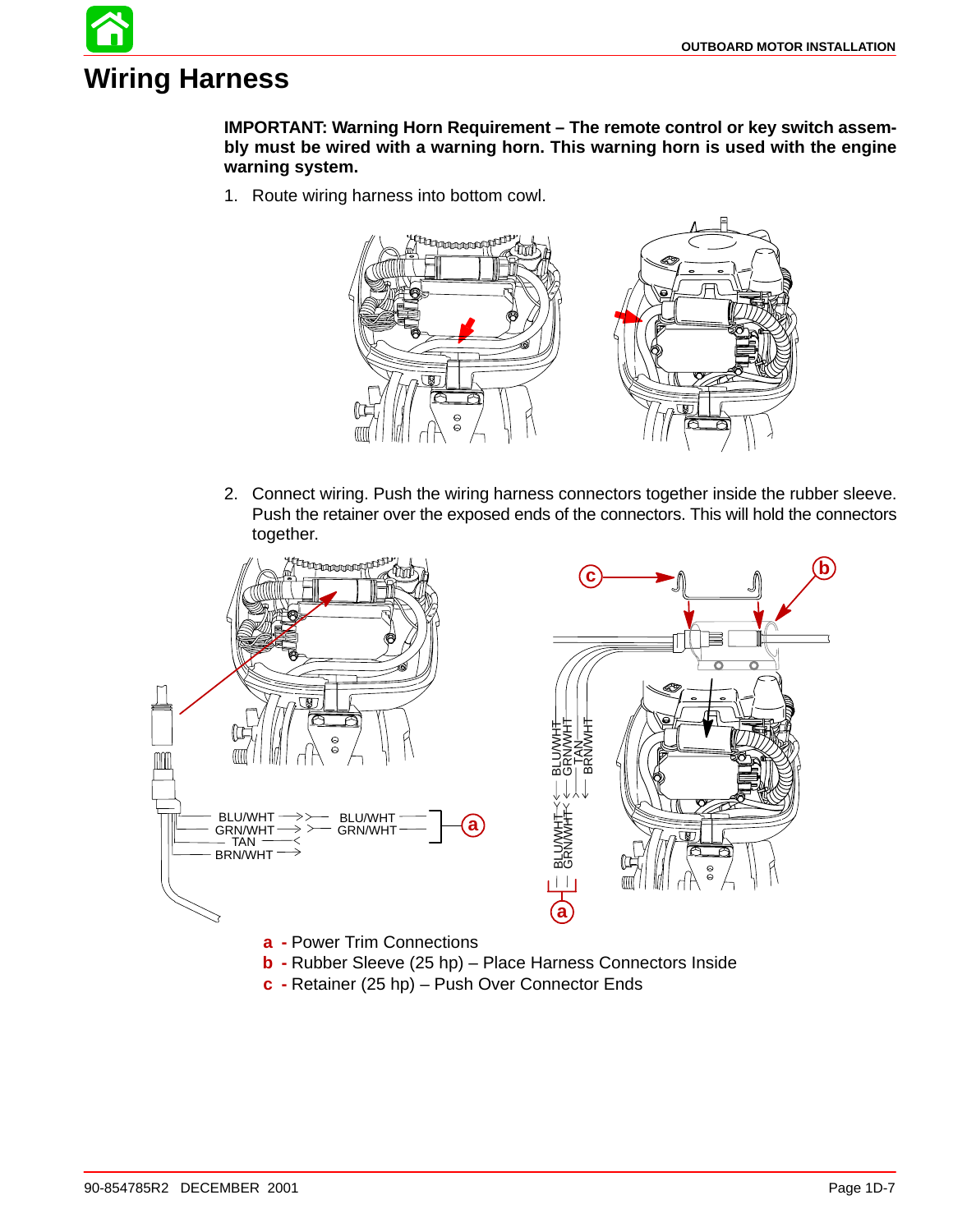# Wiring Harness

**IMPORTANT: Warning Horn Requirement – The remote control or key switch assembly must be wired with a warning horn. This warning horn is used with the engine warning system.**

1. Route wiring harness into bottom cowl.

2. Connect wiring. Push the wiring harness connectors together inside the rubber sleeve. Push the retainer over the exposed ends of the connectors. This will hold the connectors together.

BLU/WHT
GRN/WHT
TAN
BRN/WHT

**a** - Power Trim Connections
**b** - Rubber Sleeve (25 hp) – Place Harness Connectors Inside
**c** - Retainer (25 hp) – Push Over Connector Ends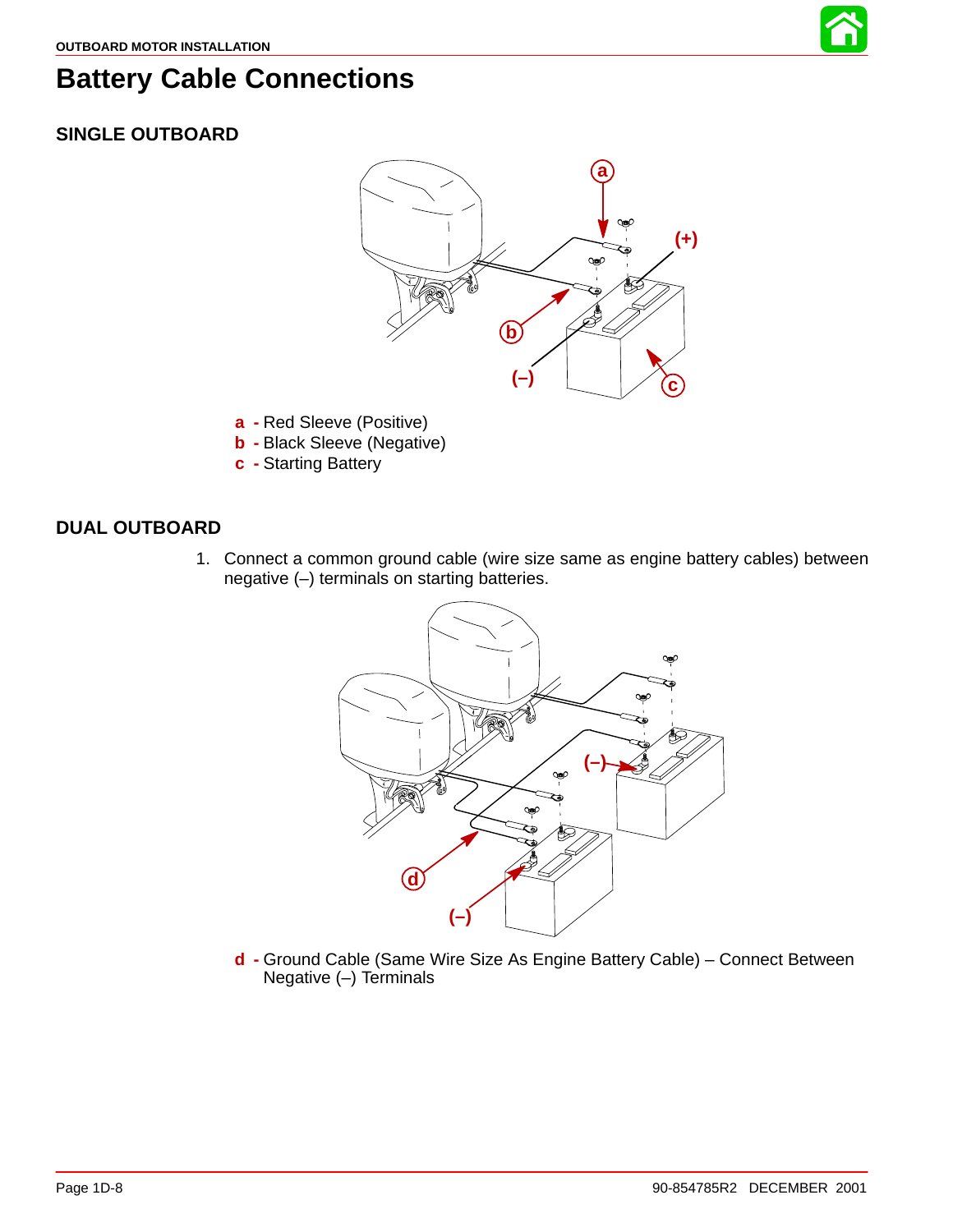# Battery Cable Connections

## SINGLE OUTBOARD

a - Red Sleeve (Positive)
b - Black Sleeve (Negative)
c - Starting Battery

## DUAL OUTBOARD

1. Connect a common ground cable (wire size same as engine battery cables) between negative (–) terminals on starting batteries.

d - Ground Cable (Same Wire Size As Engine Battery Cable) – Connect Between Negative (–) Terminals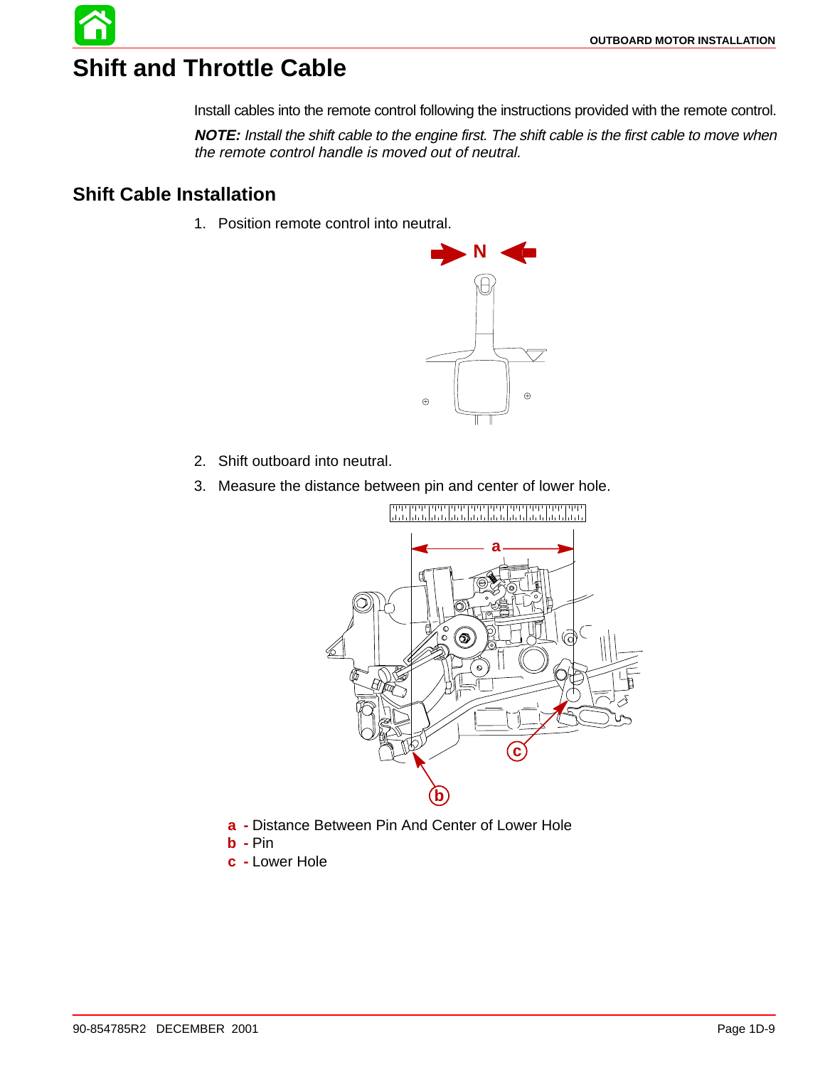# Shift and Throttle Cable

Install cables into the remote control following the instructions provided with the remote control.

***NOTE:*** *Install the shift cable to the engine first. The shift cable is the first cable to move when the remote control handle is moved out of neutral.*

## Shift Cable Installation

1. Position remote control into neutral.

2. Shift outboard into neutral.
3. Measure the distance between pin and center of lower hole.

**a -** Distance Between Pin And Center of Lower Hole
**b -** Pin
**c -** Lower Hole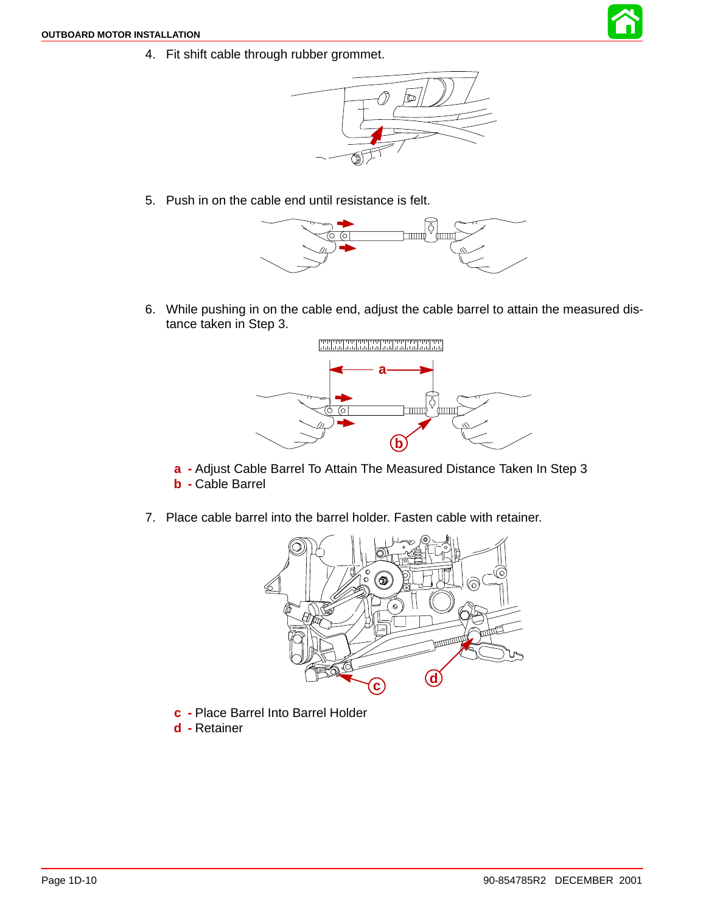4. Fit shift cable through rubber grommet.

5. Push in on the cable end until resistance is felt.

6. While pushing in on the cable end, adjust the cable barrel to attain the measured distance taken in Step 3.

**a** - Adjust Cable Barrel To Attain The Measured Distance Taken In Step 3
**b** - Cable Barrel

7. Place cable barrel into the barrel holder. Fasten cable with retainer.

**c** - Place Barrel Into Barrel Holder
**d** - Retainer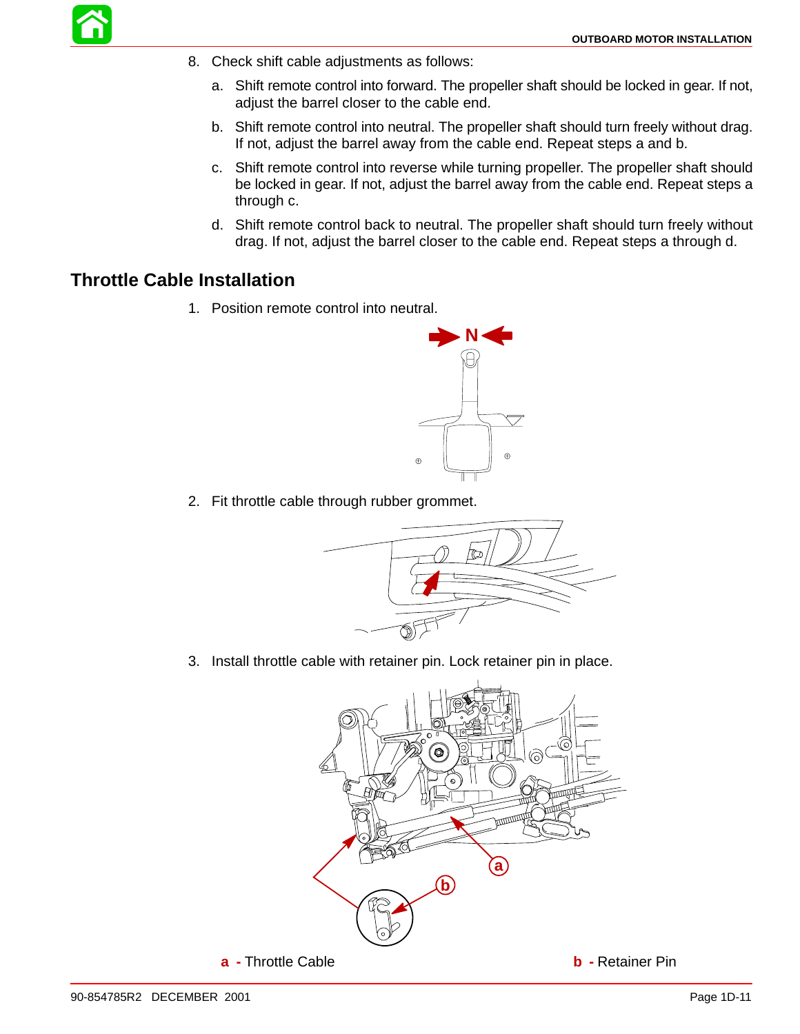8. Check shift cable adjustments as follows:

   a. Shift remote control into forward. The propeller shaft should be locked in gear. If not, adjust the barrel closer to the cable end.

   b. Shift remote control into neutral. The propeller shaft should turn freely without drag. If not, adjust the barrel away from the cable end. Repeat steps a and b.

   c. Shift remote control into reverse while turning propeller. The propeller shaft should be locked in gear. If not, adjust the barrel away from the cable end. Repeat steps a through c.

   d. Shift remote control back to neutral. The propeller shaft should turn freely without drag. If not, adjust the barrel closer to the cable end. Repeat steps a through d.

## Throttle Cable Installation

1. Position remote control into neutral.

2. Fit throttle cable through rubber grommet.

3. Install throttle cable with retainer pin. Lock retainer pin in place.

**a** - Throttle Cable

**b** - Retainer Pin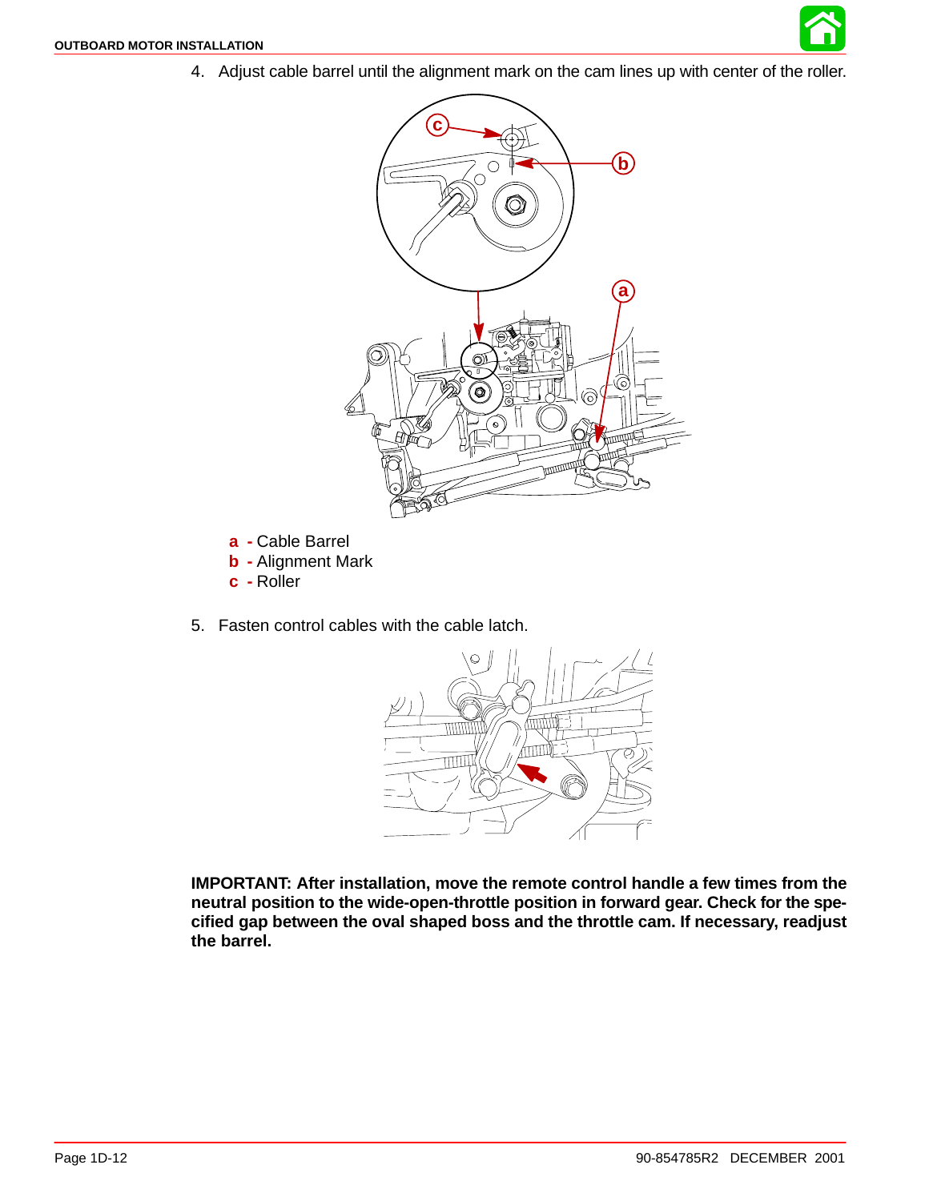4. Adjust cable barrel until the alignment mark on the cam lines up with center of the roller.

**a** - Cable Barrel
**b** - Alignment Mark
**c** - Roller

5. Fasten control cables with the cable latch.

**IMPORTANT: After installation, move the remote control handle a few times from the neutral position to the wide-open-throttle position in forward gear. Check for the specified gap between the oval shaped boss and the throttle cam. If necessary, readjust the barrel.**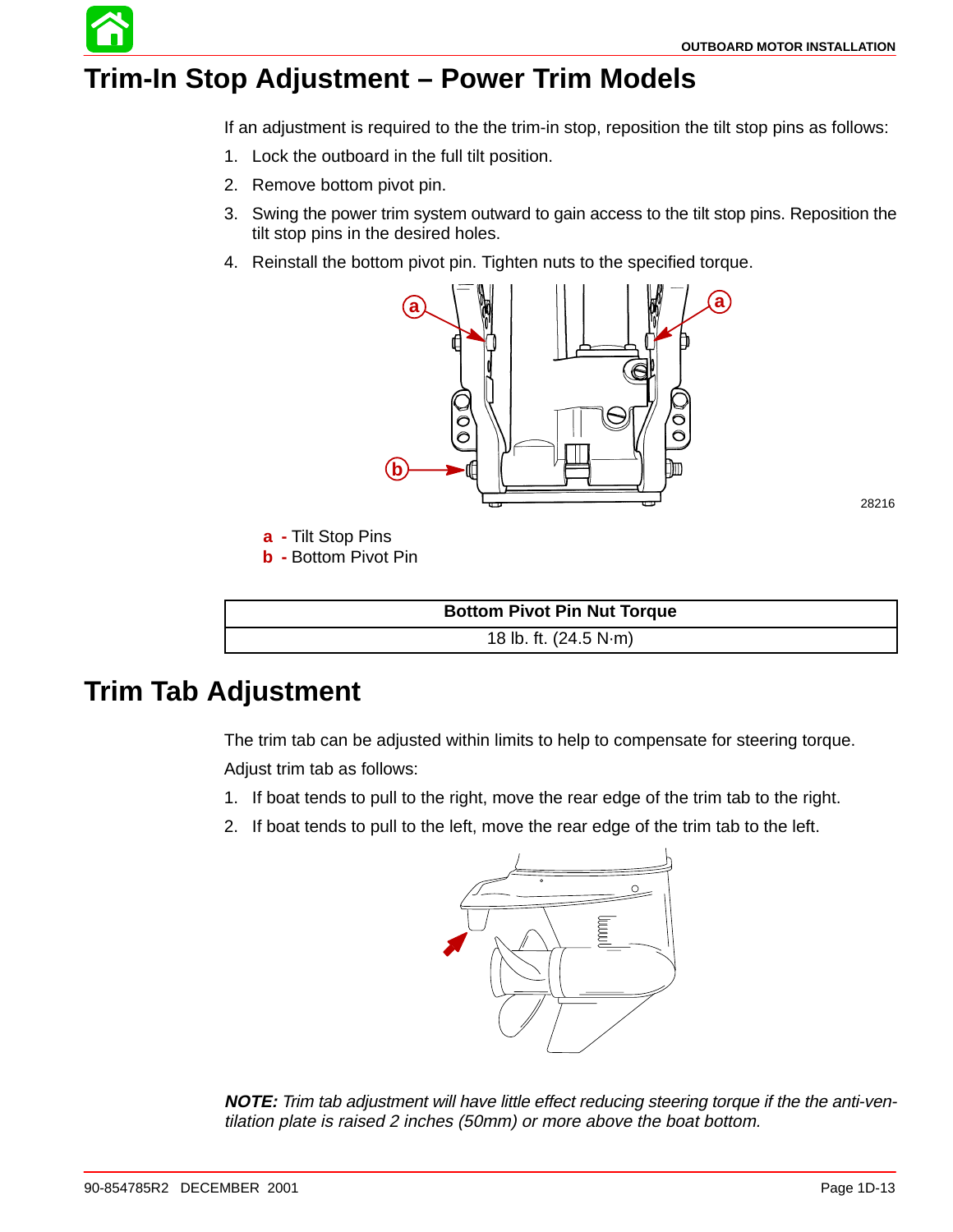# Trim-In Stop Adjustment – Power Trim Models

If an adjustment is required to the the trim-in stop, reposition the tilt stop pins as follows:

1. Lock the outboard in the full tilt position.
2. Remove bottom pivot pin.
3. Swing the power trim system outward to gain access to the tilt stop pins. Reposition the tilt stop pins in the desired holes.
4. Reinstall the bottom pivot pin. Tighten nuts to the specified torque.

a
a
b
28216

**a** - Tilt Stop Pins
**b** - Bottom Pivot Pin

| Bottom Pivot Pin Nut Torque |
|---|
| 18 lb. ft. (24.5 N·m) |

# Trim Tab Adjustment

The trim tab can be adjusted within limits to help to compensate for steering torque.

Adjust trim tab as follows:

1. If boat tends to pull to the right, move the rear edge of the trim tab to the right.
2. If boat tends to pull to the left, move the rear edge of the trim tab to the left.

***NOTE:*** *Trim tab adjustment will have little effect reducing steering torque if the the anti-ventilation plate is raised 2 inches (50mm) or more above the boat bottom.*